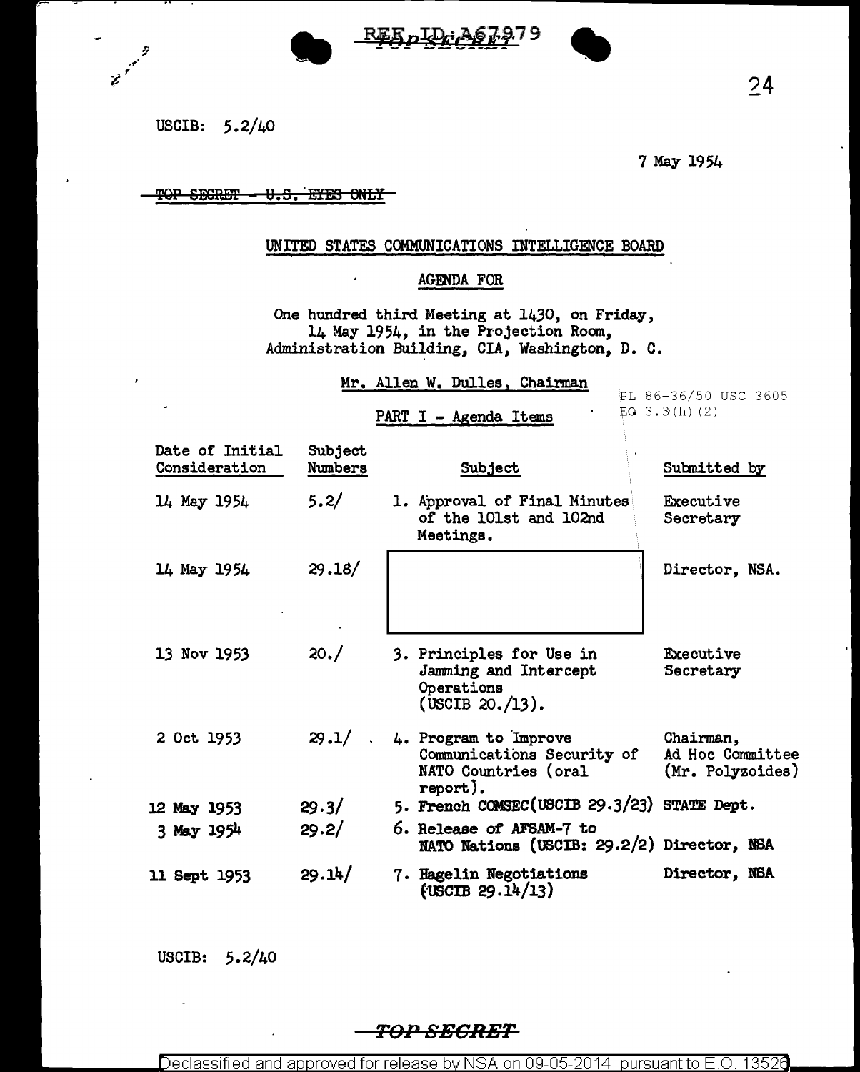REF ID:A67979

TOP SECRET

USCIB: 5.2/40

7 May 1954

~~TOP SECRET - U.S. EYES ONLY~~

UNITED STATES COMMUNICATIONS INTELLIGENCE BOARD

AGENDA FOR

One hundred third Meeting at 1430, on Friday, 14 May 1954, in the Projection Room, Administration Building, CIA, Washington, D. C.

Mr. Allen W. Dulles, Chairman

PL 86-36/50 USC 3605
EO 3.3(h)(2)

PART I - Agenda Items

| Date of Initial Consideration | Subject Numbers | Subject | Submitted by |
|---|---|---|---|
| 14 May 1954 | 5.2/ | 1. Approval of Final Minutes of the 101st and 102nd Meetings. | Executive Secretary |
| 14 May 1954 | 29.18/ | [redacted] | Director, NSA. |
| 13 Nov 1953 | 20./ | 3. Principles for Use in Jamming and Intercept Operations (USCIB 20./13). | Executive Secretary |
| 2 Oct 1953 | 29.1/ | 4. Program to Improve Communications Security of NATO Countries (oral report). | Chairman, Ad Hoc Committee (Mr. Polyzoides) |
| 12 May 1953 | 29.3/ | 5. French COMSEC(USCIB 29.3/23) | STATE Dept. |
| 3 May 1954 | 29.2/ | 6. Release of AFSAM-7 to NATO Nations (USCIB: 29.2/2) | Director, NSA |
| 11 Sept 1953 | 29.14/ | 7. Hagelin Negotiations (USCIB 29.14/13) | Director, NSA |

USCIB: 5.2/40

TOP SECRET

Declassified and approved for release by NSA on 09-05-2014 pursuant to E.O. 13526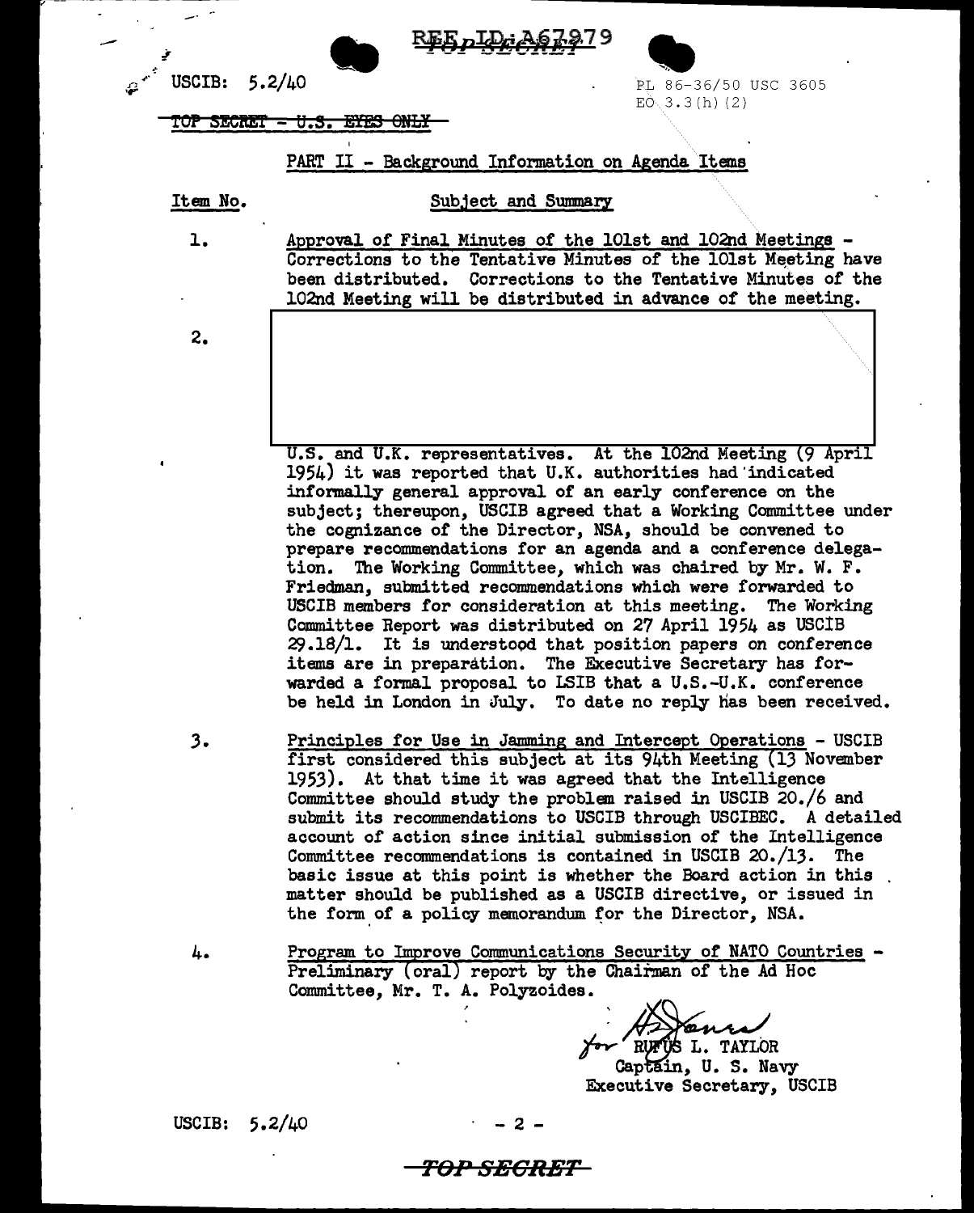USCIB: 5.2/40

PL 86-36/50 USC 3605
EO 3.3(h)(2)

~~TOP SECRET - U.S. EYES ONLY~~

PART II - Background Information on Agenda Items

| Item No. | Subject and Summary |
|---|---|
| 1. | Approval of Final Minutes of the 101st and 102nd Meetings - Corrections to the Tentative Minutes of the 101st Meeting have been distributed. Corrections to the Tentative Minutes of the 102nd Meeting will be distributed in advance of the meeting. |
| 2. | U.S. and U.K. representatives. At the 102nd Meeting (9 April 1954) it was reported that U.K. authorities had indicated informally general approval of an early conference on the subject; thereupon, USCIB agreed that a Working Committee under the cognizance of the Director, NSA, should be convened to prepare recommendations for an agenda and a conference delegation. The Working Committee, which was chaired by Mr. W. F. Friedman, submitted recommendations which were forwarded to USCIB members for consideration at this meeting. The Working Committee Report was distributed on 27 April 1954 as USCIB 29.18/1. It is understood that position papers on conference items are in preparation. The Executive Secretary has forwarded a formal proposal to LSIB that a U.S.-U.K. conference be held in London in July. To date no reply has been received. |
| 3. | Principles for Use in Jamming and Intercept Operations - USCIB first considered this subject at its 94th Meeting (13 November 1953). At that time it was agreed that the Intelligence Committee should study the problem raised in USCIB 20./6 and submit its recommendations to USCIB through USCIBEC. A detailed account of action since initial submission of the Intelligence Committee recommendations is contained in USCIB 20./13. The basic issue at this point is whether the Board action in this matter should be published as a USCIB directive, or issued in the form of a policy memorandum for the Director, NSA. |
| 4. | Program to Improve Communications Security of NATO Countries - Preliminary (oral) report by the Chairman of the Ad Hoc Committee, Mr. T. A. Polyzoides. |

for RUFUS L. TAYLOR
Captain, U. S. Navy
Executive Secretary, USCIB

USCIB: 5.2/40

TOP SECRET